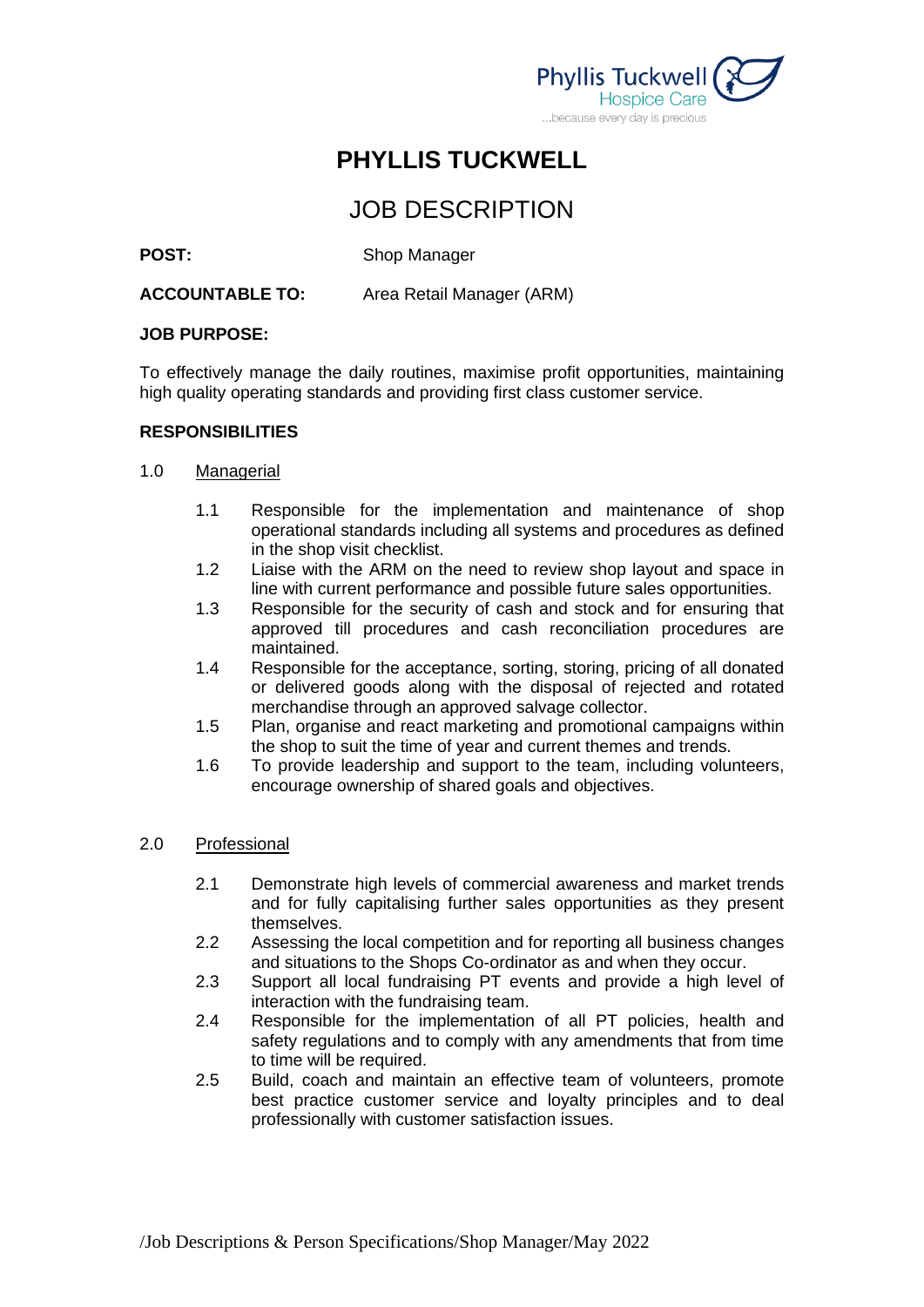# PHYLLIS TUCKWELL

## JOB DESCRIPTION

**POST:** Shop Manager

**ACCOUNTABLE TO:** Area Retail Manager (ARM)

**JOB PURPOSE:**

To effectively manage the daily routines, maximise profit opportunities, maintaining high quality operating standards and providing first class customer service.

**RESPONSIBILITIES**

1.0 Managerial

- 1.1 Responsible for the implementation and maintenance of shop operational standards including all systems and procedures as defined in the shop visit checklist.
- 1.2 Liaise with the ARM on the need to review shop layout and space in line with current performance and possible future sales opportunities.
- 1.3 Responsible for the security of cash and stock and for ensuring that approved till procedures and cash reconciliation procedures are maintained.
- 1.4 Responsible for the acceptance, sorting, storing, pricing of all donated or delivered goods along with the disposal of rejected and rotated merchandise through an approved salvage collector.
- 1.5 Plan, organise and react marketing and promotional campaigns within the shop to suit the time of year and current themes and trends.
- 1.6 To provide leadership and support to the team, including volunteers, encourage ownership of shared goals and objectives.

2.0 Professional

- 2.1 Demonstrate high levels of commercial awareness and market trends and for fully capitalising further sales opportunities as they present themselves.
- 2.2 Assessing the local competition and for reporting all business changes and situations to the Shops Co-ordinator as and when they occur.
- 2.3 Support all local fundraising PT events and provide a high level of interaction with the fundraising team.
- 2.4 Responsible for the implementation of all PT policies, health and safety regulations and to comply with any amendments that from time to time will be required.
- 2.5 Build, coach and maintain an effective team of volunteers, promote best practice customer service and loyalty principles and to deal professionally with customer satisfaction issues.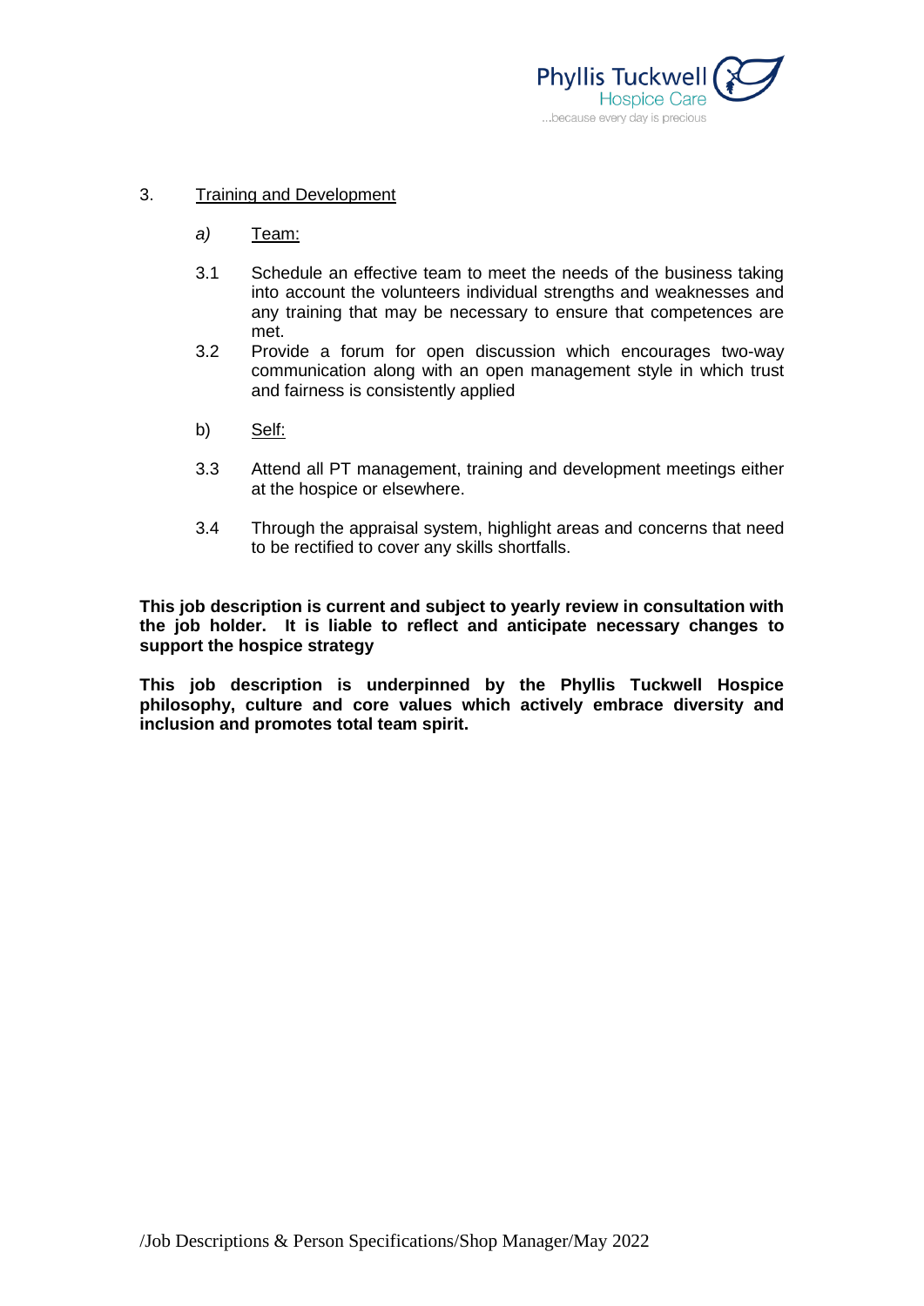3. <u>Training and Development</u>

*a)* <u>Team:</u>

3.1 Schedule an effective team to meet the needs of the business taking into account the volunteers individual strengths and weaknesses and any training that may be necessary to ensure that competences are met.

3.2 Provide a forum for open discussion which encourages two-way communication along with an open management style in which trust and fairness is consistently applied

b) <u>Self:</u>

3.3 Attend all PT management, training and development meetings either at the hospice or elsewhere.

3.4 Through the appraisal system, highlight areas and concerns that need to be rectified to cover any skills shortfalls.

**This job description is current and subject to yearly review in consultation with the job holder. It is liable to reflect and anticipate necessary changes to support the hospice strategy**

**This job description is underpinned by the Phyllis Tuckwell Hospice philosophy, culture and core values which actively embrace diversity and inclusion and promotes total team spirit.**

/Job Descriptions & Person Specifications/Shop Manager/May 2022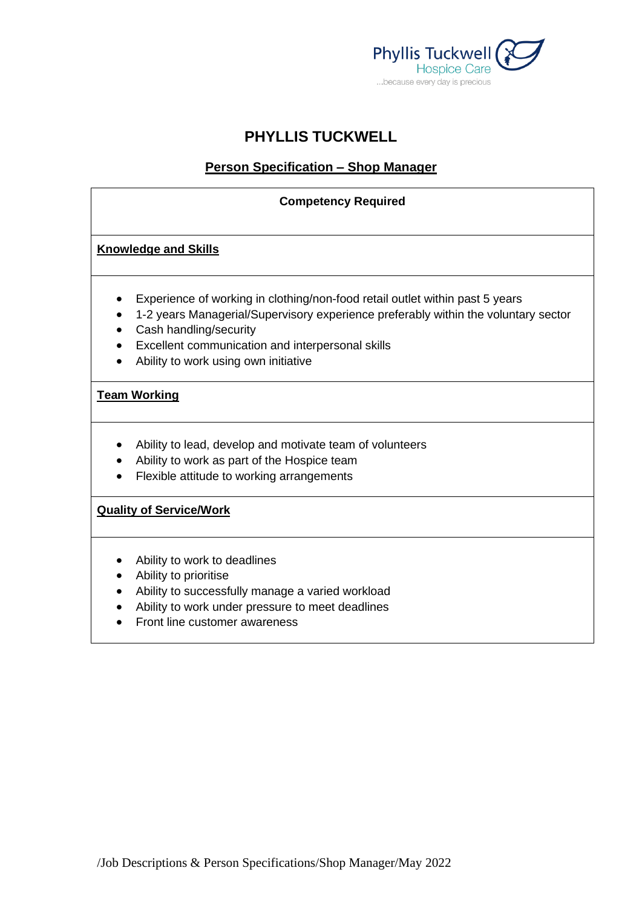# PHYLLIS TUCKWELL

## Person Specification – Shop Manager

**Competency Required**

**Knowledge and Skills**

- Experience of working in clothing/non-food retail outlet within past 5 years
- 1-2 years Managerial/Supervisory experience preferably within the voluntary sector
- Cash handling/security
- Excellent communication and interpersonal skills
- Ability to work using own initiative

**Team Working**

- Ability to lead, develop and motivate team of volunteers
- Ability to work as part of the Hospice team
- Flexible attitude to working arrangements

**Quality of Service/Work**

- Ability to work to deadlines
- Ability to prioritise
- Ability to successfully manage a varied workload
- Ability to work under pressure to meet deadlines
- Front line customer awareness

/Job Descriptions & Person Specifications/Shop Manager/May 2022